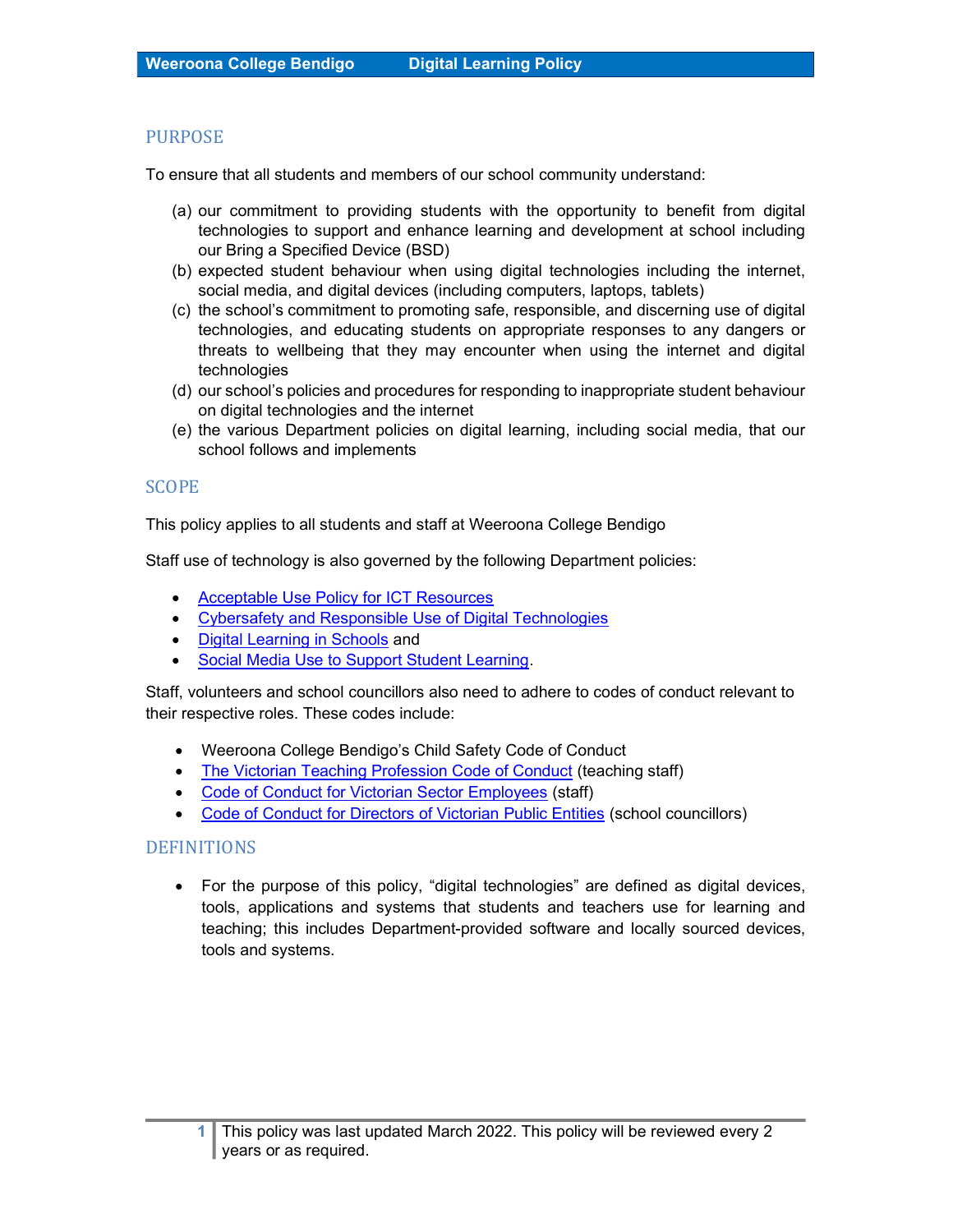## PURPOSE

To ensure that all students and members of our school community understand:

(a) our commitment to providing students with the opportunity to benefit from digital technologies to support and enhance learning and development at school including our Bring a Specified Device (BSD)
(b) expected student behaviour when using digital technologies including the internet, social media, and digital devices (including computers, laptops, tablets)
(c) the school's commitment to promoting safe, responsible, and discerning use of digital technologies, and educating students on appropriate responses to any dangers or threats to wellbeing that they may encounter when using the internet and digital technologies
(d) our school's policies and procedures for responding to inappropriate student behaviour on digital technologies and the internet
(e) the various Department policies on digital learning, including social media, that our school follows and implements

## SCOPE

This policy applies to all students and staff at Weeroona College Bendigo

Staff use of technology is also governed by the following Department policies:

- Acceptable Use Policy for ICT Resources
- Cybersafety and Responsible Use of Digital Technologies
- Digital Learning in Schools and
- Social Media Use to Support Student Learning.

Staff, volunteers and school councillors also need to adhere to codes of conduct relevant to their respective roles. These codes include:

- Weeroona College Bendigo's Child Safety Code of Conduct
- The Victorian Teaching Profession Code of Conduct (teaching staff)
- Code of Conduct for Victorian Sector Employees (staff)
- Code of Conduct for Directors of Victorian Public Entities (school councillors)

## DEFINITIONS

- For the purpose of this policy, "digital technologies" are defined as digital devices, tools, applications and systems that students and teachers use for learning and teaching; this includes Department-provided software and locally sourced devices, tools and systems.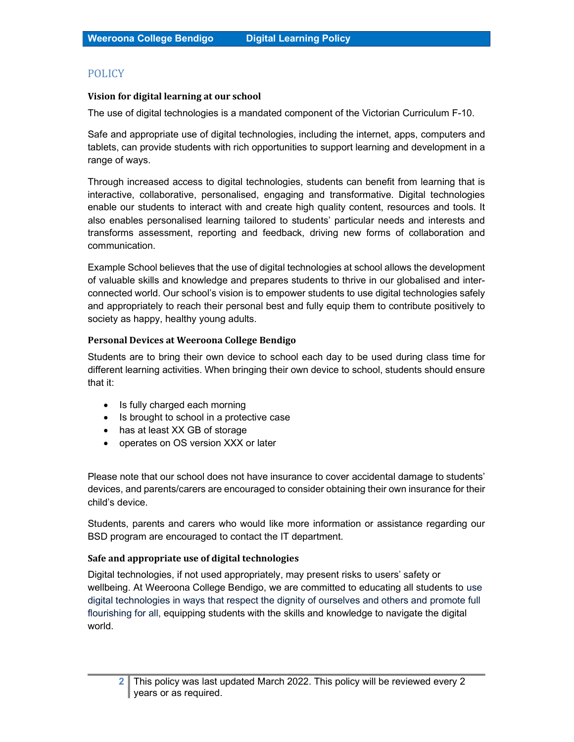## POLICY

### Vision for digital learning at our school

The use of digital technologies is a mandated component of the Victorian Curriculum F-10.

Safe and appropriate use of digital technologies, including the internet, apps, computers and tablets, can provide students with rich opportunities to support learning and development in a range of ways.

Through increased access to digital technologies, students can benefit from learning that is interactive, collaborative, personalised, engaging and transformative. Digital technologies enable our students to interact with and create high quality content, resources and tools. It also enables personalised learning tailored to students' particular needs and interests and transforms assessment, reporting and feedback, driving new forms of collaboration and communication.

Example School believes that the use of digital technologies at school allows the development of valuable skills and knowledge and prepares students to thrive in our globalised and inter-connected world. Our school's vision is to empower students to use digital technologies safely and appropriately to reach their personal best and fully equip them to contribute positively to society as happy, healthy young adults.

### Personal Devices at Weeroona College Bendigo

Students are to bring their own device to school each day to be used during class time for different learning activities. When bringing their own device to school, students should ensure that it:

- Is fully charged each morning
- Is brought to school in a protective case
- has at least XX GB of storage
- operates on OS version XXX or later

Please note that our school does not have insurance to cover accidental damage to students' devices, and parents/carers are encouraged to consider obtaining their own insurance for their child's device.

Students, parents and carers who would like more information or assistance regarding our BSD program are encouraged to contact the IT department.

### Safe and appropriate use of digital technologies

Digital technologies, if not used appropriately, may present risks to users' safety or wellbeing. At Weeroona College Bendigo, we are committed to educating all students to use digital technologies in ways that respect the dignity of ourselves and others and promote full flourishing for all, equipping students with the skills and knowledge to navigate the digital world.

This policy was last updated March 2022. This policy will be reviewed every 2 years or as required.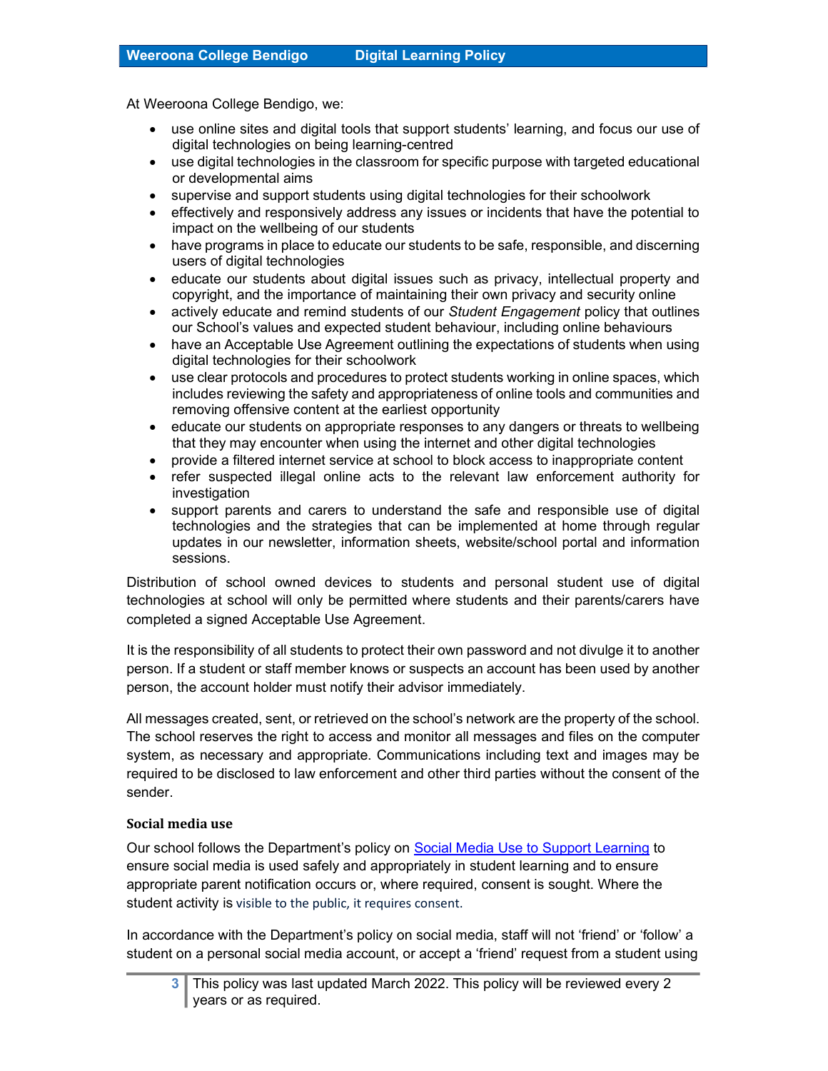At Weeroona College Bendigo, we:

- use online sites and digital tools that support students' learning, and focus our use of digital technologies on being learning-centred
- use digital technologies in the classroom for specific purpose with targeted educational or developmental aims
- supervise and support students using digital technologies for their schoolwork
- effectively and responsively address any issues or incidents that have the potential to impact on the wellbeing of our students
- have programs in place to educate our students to be safe, responsible, and discerning users of digital technologies
- educate our students about digital issues such as privacy, intellectual property and copyright, and the importance of maintaining their own privacy and security online
- actively educate and remind students of our *Student Engagement* policy that outlines our School's values and expected student behaviour, including online behaviours
- have an Acceptable Use Agreement outlining the expectations of students when using digital technologies for their schoolwork
- use clear protocols and procedures to protect students working in online spaces, which includes reviewing the safety and appropriateness of online tools and communities and removing offensive content at the earliest opportunity
- educate our students on appropriate responses to any dangers or threats to wellbeing that they may encounter when using the internet and other digital technologies
- provide a filtered internet service at school to block access to inappropriate content
- refer suspected illegal online acts to the relevant law enforcement authority for investigation
- support parents and carers to understand the safe and responsible use of digital technologies and the strategies that can be implemented at home through regular updates in our newsletter, information sheets, website/school portal and information sessions.

Distribution of school owned devices to students and personal student use of digital technologies at school will only be permitted where students and their parents/carers have completed a signed Acceptable Use Agreement.

It is the responsibility of all students to protect their own password and not divulge it to another person. If a student or staff member knows or suspects an account has been used by another person, the account holder must notify their advisor immediately.

All messages created, sent, or retrieved on the school's network are the property of the school. The school reserves the right to access and monitor all messages and files on the computer system, as necessary and appropriate. Communications including text and images may be required to be disclosed to law enforcement and other third parties without the consent of the sender.

### Social media use

Our school follows the Department's policy on [Social Media Use to Support Learning] to ensure social media is used safely and appropriately in student learning and to ensure appropriate parent notification occurs or, where required, consent is sought. Where the student activity is visible to the public, it requires consent.

In accordance with the Department's policy on social media, staff will not 'friend' or 'follow' a student on a personal social media account, or accept a 'friend' request from a student using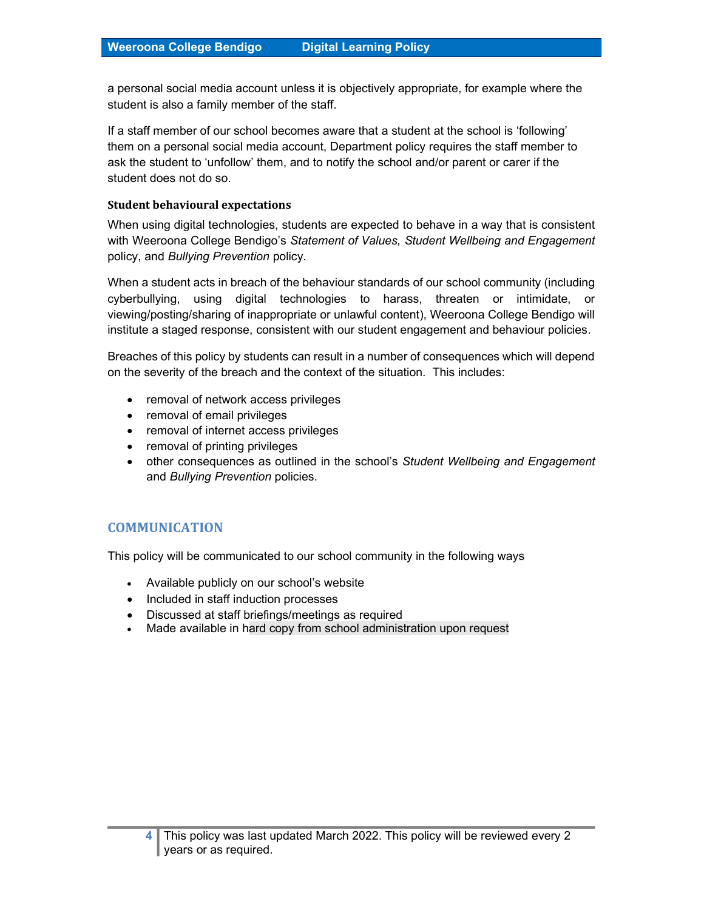a personal social media account unless it is objectively appropriate, for example where the student is also a family member of the staff.

If a staff member of our school becomes aware that a student at the school is 'following' them on a personal social media account, Department policy requires the staff member to ask the student to 'unfollow' them, and to notify the school and/or parent or carer if the student does not do so.

### Student behavioural expectations

When using digital technologies, students are expected to behave in a way that is consistent with Weeroona College Bendigo's *Statement of Values, Student Wellbeing and Engagement* policy, and *Bullying Prevention* policy.

When a student acts in breach of the behaviour standards of our school community (including cyberbullying, using digital technologies to harass, threaten or intimidate, or viewing/posting/sharing of inappropriate or unlawful content), Weeroona College Bendigo will institute a staged response, consistent with our student engagement and behaviour policies.

Breaches of this policy by students can result in a number of consequences which will depend on the severity of the breach and the context of the situation. This includes:

- removal of network access privileges
- removal of email privileges
- removal of internet access privileges
- removal of printing privileges
- other consequences as outlined in the school's *Student Wellbeing and Engagement* and *Bullying Prevention* policies.

## COMMUNICATION

This policy will be communicated to our school community in the following ways

- Available publicly on our school's website
- Included in staff induction processes
- Discussed at staff briefings/meetings as required
- Made available in hard copy from school administration upon request

This policy was last updated March 2022. This policy will be reviewed every 2 years or as required.